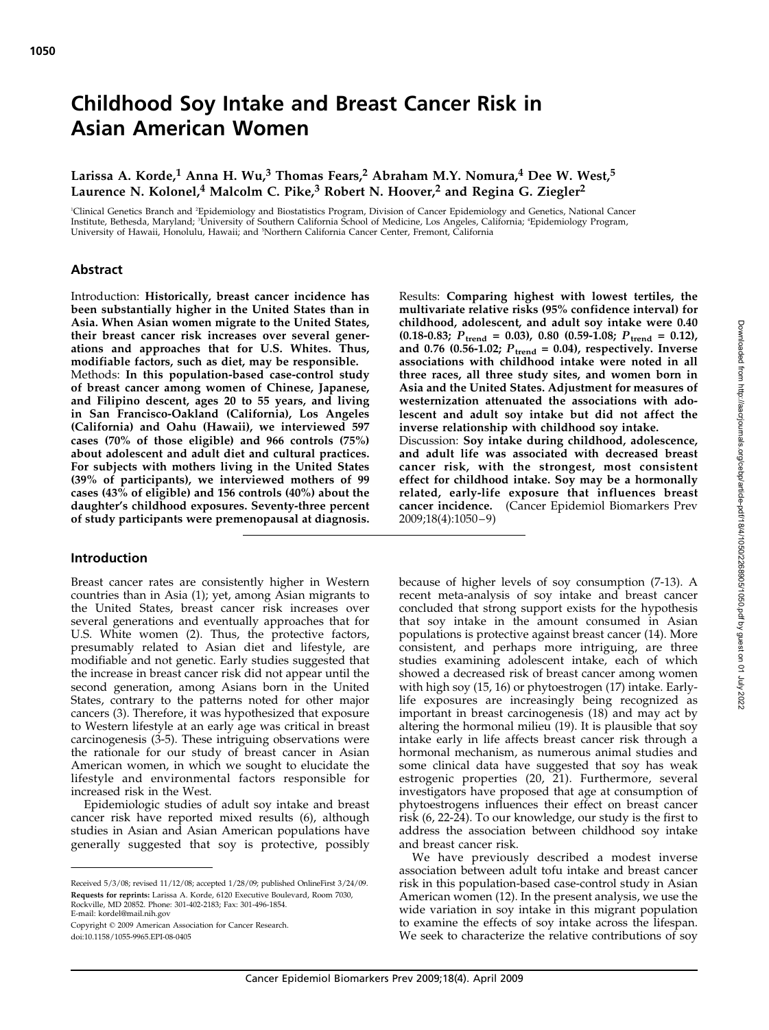# Childhood Soy Intake and Breast Cancer Risk in Asian American Women

Larissa A. Korde,[1] Anna H. Wu,[3] Thomas Fears,[2] Abraham M.Y. Nomura,[4] Dee W. West,[5] Laurence N. Kolonel,[4] Malcolm C. Pike,[3] Robert N. Hoover,[2] and Regina G. Ziegler[2]

[1]Clinical Genetics Branch and [2]Epidemiology and Biostatistics Program, Division of Cancer Epidemiology and Genetics, National Cancer Institute, Bethesda, Maryland; [3]University of Southern California School of Medicine, Los Angeles, California; [4]Epidemiology Program, University of Hawaii, Honolulu, Hawaii; and [5]Northern California Cancer Center, Fremont, California

## Abstract

Introduction: **Historically, breast cancer incidence has been substantially higher in the United States than in Asia. When Asian women migrate to the United States, their breast cancer risk increases over several generations and approaches that for U.S. Whites. Thus, modifiable factors, such as diet, may be responsible.**

Methods: **In this population-based case-control study of breast cancer among women of Chinese, Japanese, and Filipino descent, ages 20 to 55 years, and living in San Francisco-Oakland (California), Los Angeles (California) and Oahu (Hawaii), we interviewed 597 cases (70% of those eligible) and 966 controls (75%) about adolescent and adult diet and cultural practices. For subjects with mothers living in the United States (39% of participants), we interviewed mothers of 99 cases (43% of eligible) and 156 controls (40%) about the daughter's childhood exposures. Seventy-three percent of study participants were premenopausal at diagnosis.**

Results: **Comparing highest with lowest tertiles, the multivariate relative risks (95% confidence interval) for childhood, adolescent, and adult soy intake were 0.40 (0.18-0.83; $P_{trend}$ = 0.03), 0.80 (0.59-1.08; $P_{trend}$ = 0.12), and 0.76 (0.56-1.02; $P_{trend}$ = 0.04), respectively. Inverse associations with childhood intake were noted in all three races, all three study sites, and women born in Asia and the United States. Adjustment for measures of westernization attenuated the associations with adolescent and adult soy intake but did not affect the inverse relationship with childhood soy intake.**

Discussion: **Soy intake during childhood, adolescence, and adult life was associated with decreased breast cancer risk, with the strongest, most consistent effect for childhood intake. Soy may be a hormonally related, early-life exposure that influences breast cancer incidence.** (Cancer Epidemiol Biomarkers Prev 2009;18(4):1050–9)

## Introduction

Breast cancer rates are consistently higher in Western countries than in Asia (1); yet, among Asian migrants to the United States, breast cancer risk increases over several generations and eventually approaches that for U.S. White women (2). Thus, the protective factors, presumably related to Asian diet and lifestyle, are modifiable and not genetic. Early studies suggested that the increase in breast cancer risk did not appear until the second generation, among Asians born in the United States, contrary to the patterns noted for other major cancers (3). Therefore, it was hypothesized that exposure to Western lifestyle at an early age was critical in breast carcinogenesis (3-5). These intriguing observations were the rationale for our study of breast cancer in Asian American women, in which we sought to elucidate the lifestyle and environmental factors responsible for increased risk in the West.

Epidemiologic studies of adult soy intake and breast cancer risk have reported mixed results (6), although studies in Asian and Asian American populations have generally suggested that soy is protective, possibly because of higher levels of soy consumption (7-13). A recent meta-analysis of soy intake and breast cancer concluded that strong support exists for the hypothesis that soy intake in the amount consumed in Asian populations is protective against breast cancer (14). More consistent, and perhaps more intriguing, are three studies examining adolescent intake, each of which showed a decreased risk of breast cancer among women with high soy (15, 16) or phytoestrogen (17) intake. Early-life exposures are increasingly being recognized as important in breast carcinogenesis (18) and may act by altering the hormonal milieu (19). It is plausible that soy intake early in life affects breast cancer risk through a hormonal mechanism, as numerous animal studies and some clinical data have suggested that soy has weak estrogenic properties (20, 21). Furthermore, several investigators have proposed that age at consumption of phytoestrogens influences their effect on breast cancer risk (6, 22-24). To our knowledge, our study is the first to address the association between childhood soy intake and breast cancer risk.

We have previously described a modest inverse association between adult tofu intake and breast cancer risk in this population-based case-control study in Asian American women (12). In the present analysis, we use the wide variation in soy intake in this migrant population to examine the effects of soy intake across the lifespan. We seek to characterize the relative contributions of soy

Received 5/3/08; revised 11/12/08; accepted 1/28/09; published OnlineFirst 3/24/09.

**Requests for reprints:** Larissa A. Korde, 6120 Executive Boulevard, Room 7030, Rockville, MD 20852. Phone: 301-402-2183; Fax: 301-496-1854. E-mail: kordel@mail.nih.gov

Copyright © 2009 American Association for Cancer Research.

doi:10.1158/1055-9965.EPI-08-0405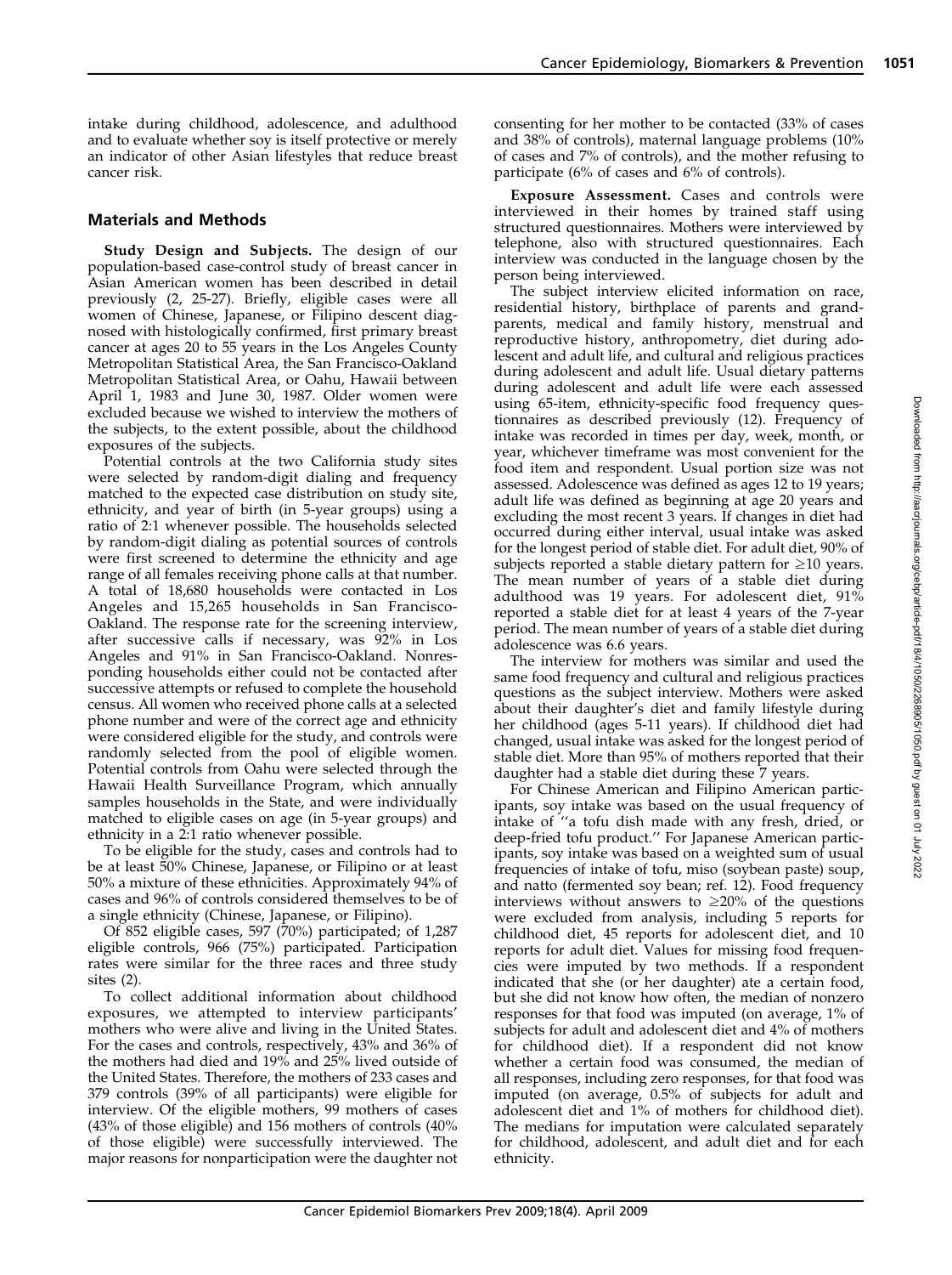intake during childhood, adolescence, and adulthood and to evaluate whether soy is itself protective or merely an indicator of other Asian lifestyles that reduce breast cancer risk.

## Materials and Methods

**Study Design and Subjects.** The design of our population-based case-control study of breast cancer in Asian American women has been described in detail previously (2, 25-27). Briefly, eligible cases were all women of Chinese, Japanese, or Filipino descent diagnosed with histologically confirmed, first primary breast cancer at ages 20 to 55 years in the Los Angeles County Metropolitan Statistical Area, the San Francisco-Oakland Metropolitan Statistical Area, or Oahu, Hawaii between April 1, 1983 and June 30, 1987. Older women were excluded because we wished to interview the mothers of the subjects, to the extent possible, about the childhood exposures of the subjects.

Potential controls at the two California study sites were selected by random-digit dialing and frequency matched to the expected case distribution on study site, ethnicity, and year of birth (in 5-year groups) using a ratio of 2:1 whenever possible. The households selected by random-digit dialing as potential sources of controls were first screened to determine the ethnicity and age range of all females receiving phone calls at that number. A total of 18,680 households were contacted in Los Angeles and 15,265 households in San Francisco-Oakland. The response rate for the screening interview, after successive calls if necessary, was 92% in Los Angeles and 91% in San Francisco-Oakland. Nonresponding households either could not be contacted after successive attempts or refused to complete the household census. All women who received phone calls at a selected phone number and were of the correct age and ethnicity were considered eligible for the study, and controls were randomly selected from the pool of eligible women. Potential controls from Oahu were selected through the Hawaii Health Surveillance Program, which annually samples households in the State, and were individually matched to eligible cases on age (in 5-year groups) and ethnicity in a 2:1 ratio whenever possible.

To be eligible for the study, cases and controls had to be at least 50% Chinese, Japanese, or Filipino or at least 50% a mixture of these ethnicities. Approximately 94% of cases and 96% of controls considered themselves to be of a single ethnicity (Chinese, Japanese, or Filipino).

Of 852 eligible cases, 597 (70%) participated; of 1,287 eligible controls, 966 (75%) participated. Participation rates were similar for the three races and three study sites (2).

To collect additional information about childhood exposures, we attempted to interview participants' mothers who were alive and living in the United States. For the cases and controls, respectively, 43% and 36% of the mothers had died and 19% and 25% lived outside of the United States. Therefore, the mothers of 233 cases and 379 controls (39% of all participants) were eligible for interview. Of the eligible mothers, 99 mothers of cases (43% of those eligible) and 156 mothers of controls (40% of those eligible) were successfully interviewed. The major reasons for nonparticipation were the daughter not consenting for her mother to be contacted (33% of cases and 38% of controls), maternal language problems (10% of cases and 7% of controls), and the mother refusing to participate (6% of cases and 6% of controls).

**Exposure Assessment.** Cases and controls were interviewed in their homes by trained staff using structured questionnaires. Mothers were interviewed by telephone, also with structured questionnaires. Each interview was conducted in the language chosen by the person being interviewed.

The subject interview elicited information on race, residential history, birthplace of parents and grandparents, medical and family history, menstrual and reproductive history, anthropometry, diet during adolescent and adult life, and cultural and religious practices during adolescent and adult life. Usual dietary patterns during adolescent and adult life were each assessed using 65-item, ethnicity-specific food frequency questionnaires as described previously (12). Frequency of intake was recorded in times per day, week, month, or year, whichever timeframe was most convenient for the food item and respondent. Usual portion size was not assessed. Adolescence was defined as ages 12 to 19 years; adult life was defined as beginning at age 20 years and excluding the most recent 3 years. If changes in diet had occurred during either interval, usual intake was asked for the longest period of stable diet. For adult diet, 90% of subjects reported a stable dietary pattern for ≥10 years. The mean number of years of a stable diet during adulthood was 19 years. For adolescent diet, 91% reported a stable diet for at least 4 years of the 7-year period. The mean number of years of a stable diet during adolescence was 6.6 years.

The interview for mothers was similar and used the same food frequency and cultural and religious practices questions as the subject interview. Mothers were asked about their daughter's diet and family lifestyle during her childhood (ages 5-11 years). If childhood diet had changed, usual intake was asked for the longest period of stable diet. More than 95% of mothers reported that their daughter had a stable diet during these 7 years.

For Chinese American and Filipino American participants, soy intake was based on the usual frequency of intake of "a tofu dish made with any fresh, dried, or deep-fried tofu product." For Japanese American participants, soy intake was based on a weighted sum of usual frequencies of intake of tofu, miso (soybean paste) soup, and natto (fermented soy bean; ref. 12). Food frequency interviews without answers to ≥20% of the questions were excluded from analysis, including 5 reports for childhood diet, 45 reports for adolescent diet, and 10 reports for adult diet. Values for missing food frequencies were imputed by two methods. If a respondent indicated that she (or her daughter) ate a certain food, but she did not know how often, the median of nonzero responses for that food was imputed (on average, 1% of subjects for adult and adolescent diet and 4% of mothers for childhood diet). If a respondent did not know whether a certain food was consumed, the median of all responses, including zero responses, for that food was imputed (on average, 0.5% of subjects for adult and adolescent diet and 1% of mothers for childhood diet). The medians for imputation were calculated separately for childhood, adolescent, and adult diet and for each ethnicity.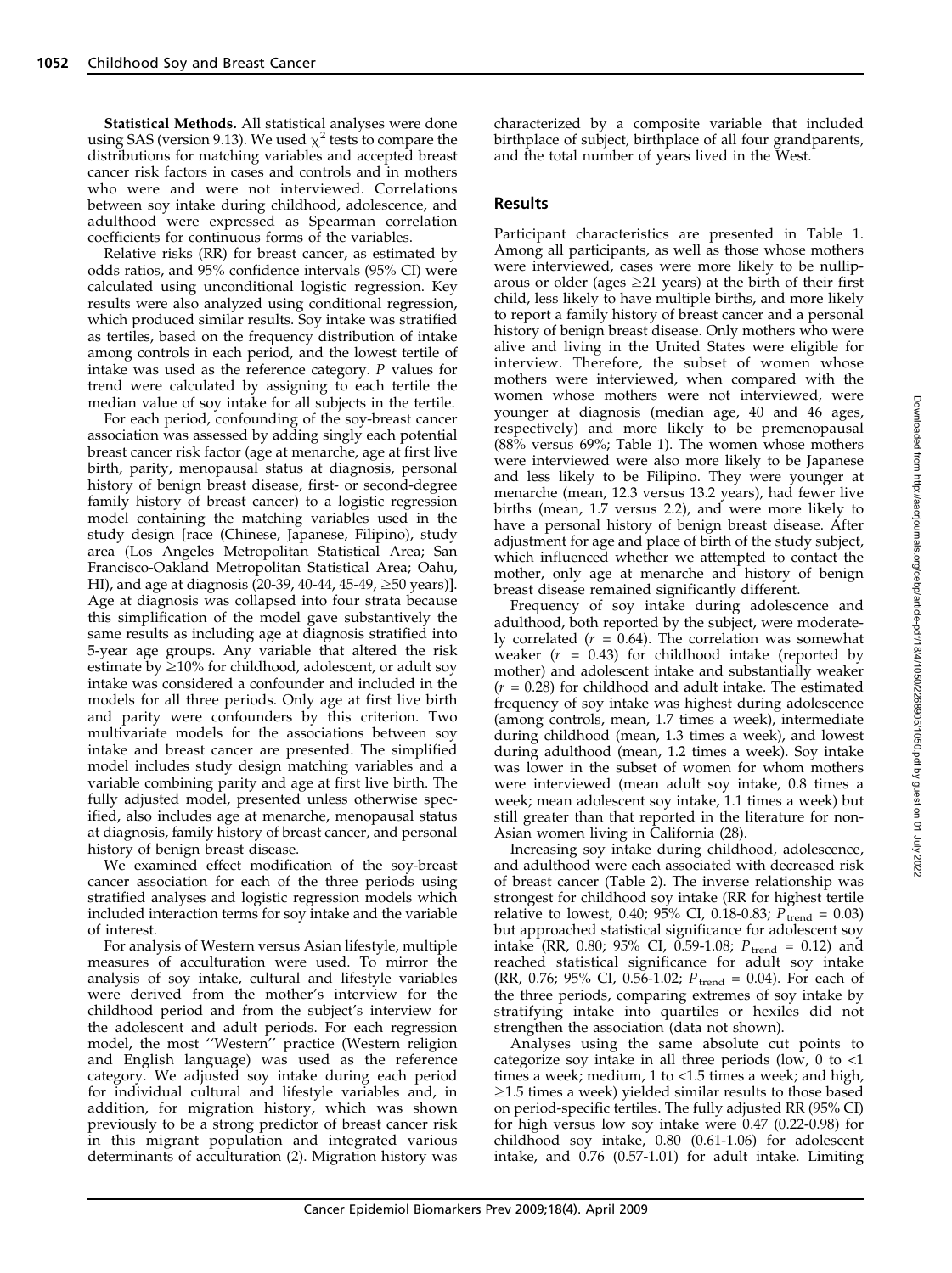**Statistical Methods.** All statistical analyses were done using SAS (version 9.13). We used $\chi^2$ tests to compare the distributions for matching variables and accepted breast cancer risk factors in cases and controls and in mothers who were and were not interviewed. Correlations between soy intake during childhood, adolescence, and adulthood were expressed as Spearman correlation coefficients for continuous forms of the variables.

Relative risks (RR) for breast cancer, as estimated by odds ratios, and 95% confidence intervals (95% CI) were calculated using unconditional logistic regression. Key results were also analyzed using conditional regression, which produced similar results. Soy intake was stratified as tertiles, based on the frequency distribution of intake among controls in each period, and the lowest tertile of intake was used as the reference category. *P* values for trend were calculated by assigning to each tertile the median value of soy intake for all subjects in the tertile.

For each period, confounding of the soy-breast cancer association was assessed by adding singly each potential breast cancer risk factor (age at menarche, age at first live birth, parity, menopausal status at diagnosis, personal history of benign breast disease, first- or second-degree family history of breast cancer) to a logistic regression model containing the matching variables used in the study design [race (Chinese, Japanese, Filipino), study area (Los Angeles Metropolitan Statistical Area; San Francisco-Oakland Metropolitan Statistical Area; Oahu, HI), and age at diagnosis (20-39, 40-44, 45-49, ≥50 years)]. Age at diagnosis was collapsed into four strata because this simplification of the model gave substantively the same results as including age at diagnosis stratified into 5-year age groups. Any variable that altered the risk estimate by ≥10% for childhood, adolescent, or adult soy intake was considered a confounder and included in the models for all three periods. Only age at first live birth and parity were confounders by this criterion. Two multivariate models for the associations between soy intake and breast cancer are presented. The simplified model includes study design matching variables and a variable combining parity and age at first live birth. The fully adjusted model, presented unless otherwise specified, also includes age at menarche, menopausal status at diagnosis, family history of breast cancer, and personal history of benign breast disease.

We examined effect modification of the soy-breast cancer association for each of the three periods using stratified analyses and logistic regression models which included interaction terms for soy intake and the variable of interest.

For analysis of Western versus Asian lifestyle, multiple measures of acculturation were used. To mirror the analysis of soy intake, cultural and lifestyle variables were derived from the mother's interview for the childhood period and from the subject's interview for the adolescent and adult periods. For each regression model, the most "Western" practice (Western religion and English language) was used as the reference category. We adjusted soy intake during each period for individual cultural and lifestyle variables and, in addition, for migration history, which was shown previously to be a strong predictor of breast cancer risk in this migrant population and integrated various determinants of acculturation (2). Migration history was characterized by a composite variable that included birthplace of subject, birthplace of all four grandparents, and the total number of years lived in the West.

## Results

Participant characteristics are presented in Table 1. Among all participants, as well as those whose mothers were interviewed, cases were more likely to be nulliparous or older (ages ≥21 years) at the birth of their first child, less likely to have multiple births, and more likely to report a family history of breast cancer and a personal history of benign breast disease. Only mothers who were alive and living in the United States were eligible for interview. Therefore, the subset of women whose mothers were interviewed, when compared with the women whose mothers were not interviewed, were younger at diagnosis (median age, 40 and 46 ages, respectively) and more likely to be premenopausal (88% versus 69%; Table 1). The women whose mothers were interviewed were also more likely to be Japanese and less likely to be Filipino. They were younger at menarche (mean, 12.3 versus 13.2 years), had fewer live births (mean, 1.7 versus 2.2), and were more likely to have a personal history of benign breast disease. After adjustment for age and place of birth of the study subject, which influenced whether we attempted to contact the mother, only age at menarche and history of benign breast disease remained significantly different.

Frequency of soy intake during adolescence and adulthood, both reported by the subject, were moderately correlated ($r$ = 0.64). The correlation was somewhat weaker ($r$ = 0.43) for childhood intake (reported by mother) and adolescent intake and substantially weaker ($r$ = 0.28) for childhood and adult intake. The estimated frequency of soy intake was highest during adolescence (among controls, mean, 1.7 times a week), intermediate during childhood (mean, 1.3 times a week), and lowest during adulthood (mean, 1.2 times a week). Soy intake was lower in the subset of women for whom mothers were interviewed (mean adult soy intake, 0.8 times a week; mean adolescent soy intake, 1.1 times a week) but still greater than that reported in the literature for non-Asian women living in California (28).

Increasing soy intake during childhood, adolescence, and adulthood were each associated with decreased risk of breast cancer (Table 2). The inverse relationship was strongest for childhood soy intake (RR for highest tertile relative to lowest, 0.40; 95% CI, 0.18-0.83; $P_{\text{trend}}$ = 0.03) but approached statistical significance for adolescent soy intake (RR, 0.80; 95% CI, 0.59-1.08; $P_{\text{trend}}$ = 0.12) and reached statistical significance for adult soy intake (RR, 0.76; 95% CI, 0.56-1.02; $P_{\text{trend}}$ = 0.04). For each of the three periods, comparing extremes of soy intake by stratifying intake into quartiles or hexiles did not strengthen the association (data not shown).

Analyses using the same absolute cut points to categorize soy intake in all three periods (low, 0 to <1 times a week; medium, 1 to <1.5 times a week; and high, ≥1.5 times a week) yielded similar results to those based on period-specific tertiles. The fully adjusted RR (95% CI) for high versus low soy intake were 0.47 (0.22-0.98) for childhood soy intake, 0.80 (0.61-1.06) for adolescent intake, and 0.76 (0.57-1.01) for adult intake. Limiting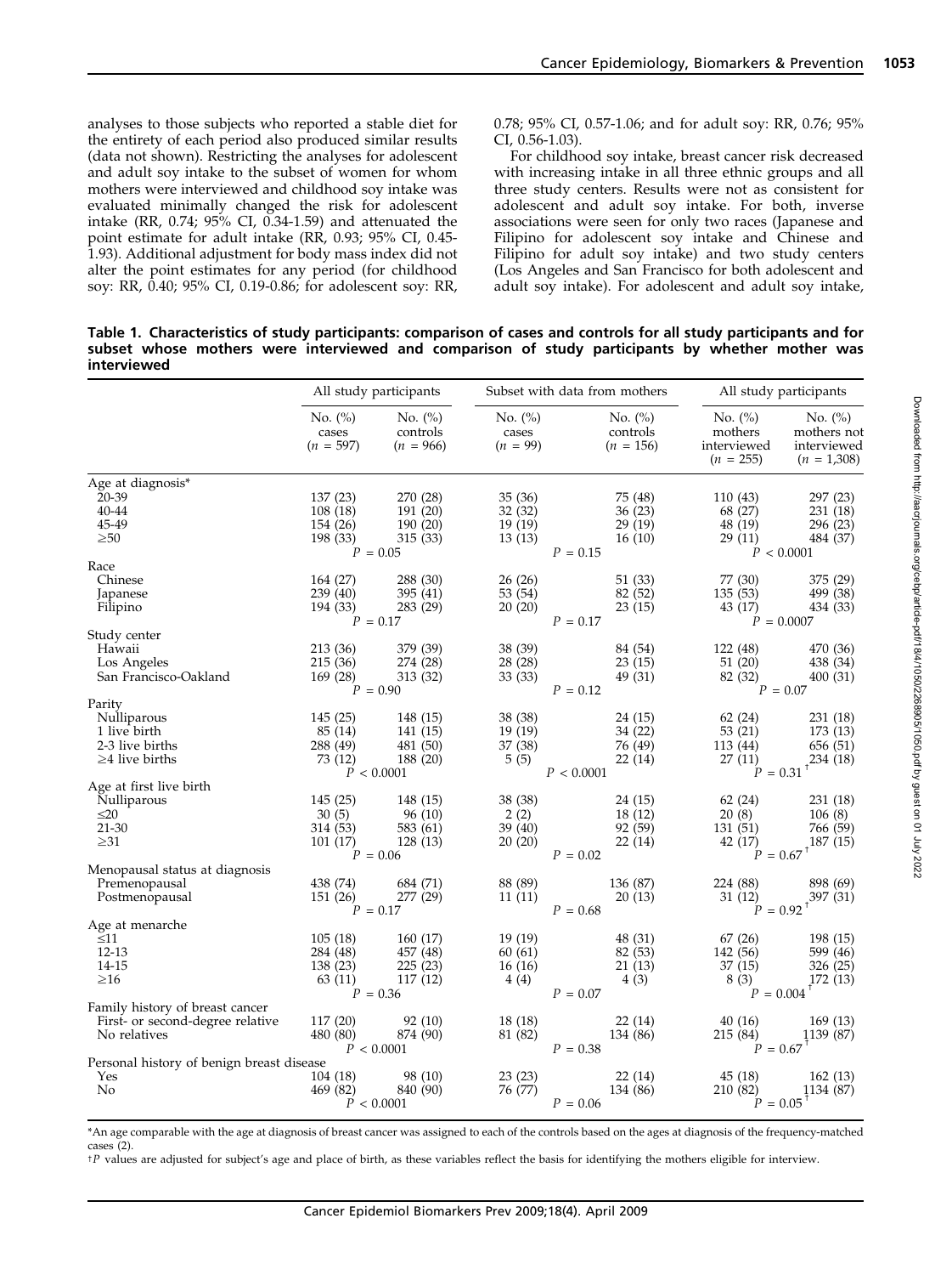analyses to those subjects who reported a stable diet for the entirety of each period also produced similar results (data not shown). Restricting the analyses for adolescent and adult soy intake to the subset of women for whom mothers were interviewed and childhood soy intake was evaluated minimally changed the risk for adolescent intake (RR, 0.74; 95% CI, 0.34-1.59) and attenuated the point estimate for adult intake (RR, 0.93; 95% CI, 0.45-1.93). Additional adjustment for body mass index did not alter the point estimates for any period (for childhood soy: RR, 0.40; 95% CI, 0.19-0.86; for adolescent soy: RR, 0.78; 95% CI, 0.57-1.06; and for adult soy: RR, 0.76; 95% CI, 0.56-1.03).

For childhood soy intake, breast cancer risk decreased with increasing intake in all three ethnic groups and all three study centers. Results were not as consistent for adolescent and adult soy intake. For both, inverse associations were seen for only two races (Japanese and Filipino for adolescent soy intake and Chinese and Filipino for adult soy intake) and two study centers (Los Angeles and San Francisco for both adolescent and adult soy intake). For adolescent and adult soy intake,

**Table 1. Characteristics of study participants: comparison of cases and controls for all study participants and for subset whose mothers were interviewed and comparison of study participants by whether mother was interviewed**

| | All study participants | | Subset with data from mothers | | All study participants | |
|---|---|---|---|---|---|---|
| | No. (%) cases ($n$ = 597) | No. (%) controls ($n$ = 966) | No. (%) cases ($n$ = 99) | No. (%) controls ($n$ = 156) | No. (%) mothers interviewed ($n$ = 255) | No. (%) mothers not interviewed ($n$ = 1,308) |
| Age at diagnosis* | | | | | | |
| 20-39 | 137 (23) | 270 (28) | 35 (36) | 75 (48) | 110 (43) | 297 (23) |
| 40-44 | 108 (18) | 191 (20) | 32 (32) | 36 (23) | 68 (27) | 231 (18) |
| 45-49 | 154 (26) | 190 (20) | 19 (19) | 29 (19) | 48 (19) | 296 (23) |
| ≥50 | 198 (33) | 315 (33) | 13 (13) | 16 (10) | 29 (11) | 484 (37) |
| | $P$ = 0.05 | | $P$ = 0.15 | | $P$ < 0.0001 | |
| Race | | | | | | |
| Chinese | 164 (27) | 288 (30) | 26 (26) | 51 (33) | 77 (30) | 375 (29) |
| Japanese | 239 (40) | 395 (41) | 53 (54) | 82 (52) | 135 (53) | 499 (38) |
| Filipino | 194 (33) | 283 (29) | 20 (20) | 23 (15) | 43 (17) | 434 (33) |
| | $P$ = 0.17 | | $P$ = 0.17 | | $P$ = 0.0007 | |
| Study center | | | | | | |
| Hawaii | 213 (36) | 379 (39) | 38 (39) | 84 (54) | 122 (48) | 470 (36) |
| Los Angeles | 215 (36) | 274 (28) | 28 (28) | 23 (15) | 51 (20) | 438 (34) |
| San Francisco-Oakland | 169 (28) | 313 (32) | 33 (33) | 49 (31) | 82 (32) | 400 (31) |
| | $P$ = 0.90 | | $P$ = 0.12 | | $P$ = 0.07 | |
| Parity | | | | | | |
| Nulliparous | 145 (25) | 148 (15) | 38 (38) | 24 (15) | 62 (24) | 231 (18) |
| 1 live birth | 85 (14) | 141 (15) | 19 (19) | 34 (22) | 53 (21) | 173 (13) |
| 2-3 live births | 288 (49) | 481 (50) | 37 (38) | 76 (49) | 113 (44) | 656 (51) |
| ≥4 live births | 73 (12) | 188 (20) | 5 (5) | 22 (14) | 27 (11) | 234 (18) |
| | $P$ < 0.0001 | | $P$ < 0.0001 | | $P$ = 0.31† | |
| Age at first live birth | | | | | | |
| Nulliparous | 145 (25) | 148 (15) | 38 (38) | 24 (15) | 62 (24) | 231 (18) |
| ≤20 | 30 (5) | 96 (10) | 2 (2) | 18 (12) | 20 (8) | 106 (8) |
| 21-30 | 314 (53) | 583 (61) | 39 (40) | 92 (59) | 131 (51) | 766 (59) |
| ≥31 | 101 (17) | 128 (13) | 20 (20) | 22 (14) | 42 (17) | 187 (15) |
| | $P$ = 0.06 | | $P$ = 0.02 | | $P$ = 0.67† | |
| Menopausal status at diagnosis | | | | | | |
| Premenopausal | 438 (74) | 684 (71) | 88 (89) | 136 (87) | 224 (88) | 898 (69) |
| Postmenopausal | 151 (26) | 277 (29) | 11 (11) | 20 (13) | 31 (12) | 397 (31) |
| | $P$ = 0.17 | | $P$ = 0.68 | | $P$ = 0.92† | |
| Age at menarche | | | | | | |
| ≤11 | 105 (18) | 160 (17) | 19 (19) | 48 (31) | 67 (26) | 198 (15) |
| 12-13 | 284 (48) | 457 (48) | 60 (61) | 82 (53) | 142 (56) | 599 (46) |
| 14-15 | 138 (23) | 225 (23) | 16 (16) | 21 (13) | 37 (15) | 326 (25) |
| ≥16 | 63 (11) | 117 (12) | 4 (4) | 4 (3) | 8 (3) | 172 (13) |
| | $P$ = 0.36 | | $P$ = 0.07 | | $P$ = 0.004† | |
| Family history of breast cancer | | | | | | |
| First- or second-degree relative | 117 (20) | 92 (10) | 18 (18) | 22 (14) | 40 (16) | 169 (13) |
| No relatives | 480 (80) | 874 (90) | 81 (82) | 134 (86) | 215 (84) | 1139 (87) |
| | $P$ < 0.0001 | | $P$ = 0.38 | | $P$ = 0.67† | |
| Personal history of benign breast disease | | | | | | |
| Yes | 104 (18) | 98 (10) | 23 (23) | 22 (14) | 45 (18) | 162 (13) |
| No | 469 (82) | 840 (90) | 76 (77) | 134 (86) | 210 (82) | 1134 (87) |
| | $P$ < 0.0001 | | $P$ = 0.06 | | $P$ = 0.05† | |

*An age comparable with the age at diagnosis of breast cancer was assigned to each of the controls based on the ages at diagnosis of the frequency-matched cases (2).

†$P$ values are adjusted for subject's age and place of birth, as these variables reflect the basis for identifying the mothers eligible for interview.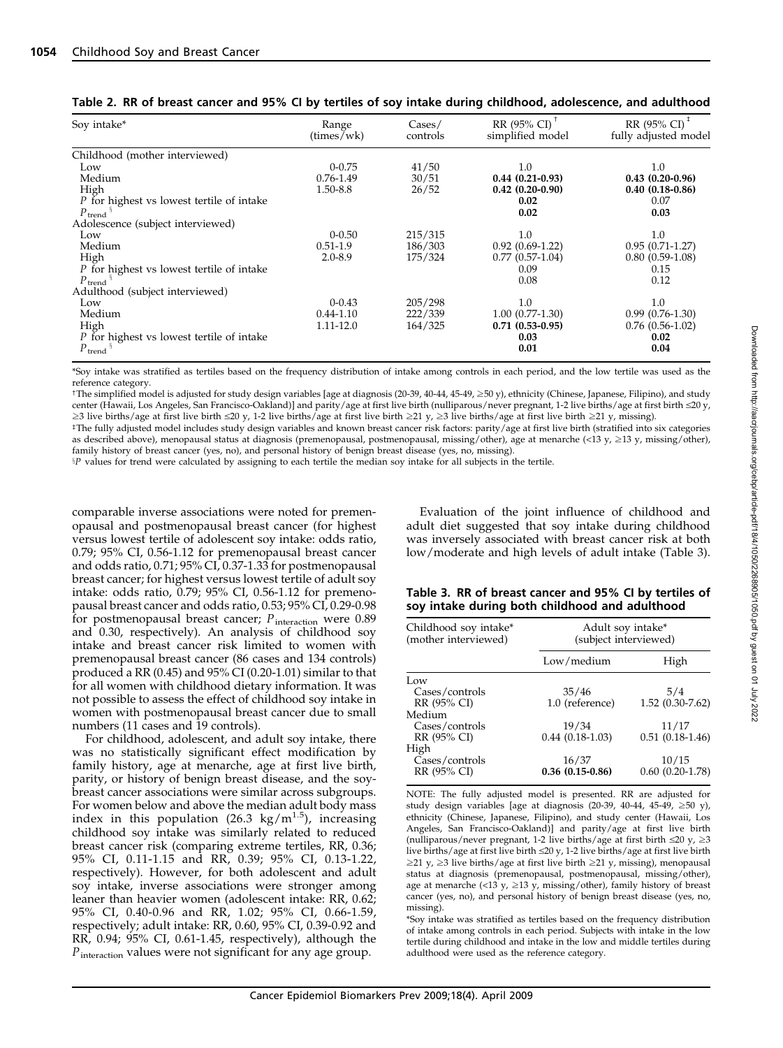**Table 2. RR of breast cancer and 95% CI by tertiles of soy intake during childhood, adolescence, and adulthood**

| Soy intake* | Range (times/wk) | Cases/ controls | RR (95% CI)[†] simplified model | RR (95% CI)[‡] fully adjusted model |
|---|---|---|---|---|
| Childhood (mother interviewed) | | | | |
| Low | 0-0.75 | 41/50 | 1.0 | 1.0 |
| Medium | 0.76-1.49 | 30/51 | **0.44 (0.21-0.93)** | **0.43 (0.20-0.96)** |
| High | 1.50-8.8 | 26/52 | **0.42 (0.20-0.90)** | **0.40 (0.18-0.86)** |
| $P$ for highest vs lowest tertile of intake | | | **0.02** | 0.07 |
| $P_{\text{trend}}$ [§] | | | **0.02** | **0.03** |
| Adolescence (subject interviewed) | | | | |
| Low | 0-0.50 | 215/315 | 1.0 | 1.0 |
| Medium | 0.51-1.9 | 186/303 | 0.92 (0.69-1.22) | 0.95 (0.71-1.27) |
| High | 2.0-8.9 | 175/324 | 0.77 (0.57-1.04) | 0.80 (0.59-1.08) |
| $P$ for highest vs lowest tertile of intake | | | 0.09 | 0.15 |
| $P_{\text{trend}}$ [§] | | | 0.08 | 0.12 |
| Adulthood (subject interviewed) | | | | |
| Low | 0-0.43 | 205/298 | 1.0 | 1.0 |
| Medium | 0.44-1.10 | 222/339 | 1.00 (0.77-1.30) | 0.99 (0.76-1.30) |
| High | 1.11-12.0 | 164/325 | **0.71 (0.53-0.95)** | 0.76 (0.56-1.02) |
| $P$ for highest vs lowest tertile of intake | | | **0.03** | **0.02** |
| $P_{\text{trend}}$ [§] | | | **0.01** | **0.04** |

*Soy intake was stratified as tertiles based on the frequency distribution of intake among controls in each period, and the low tertile was used as the reference category.

†The simplified model is adjusted for study design variables [age at diagnosis (20-39, 40-44, 45-49, ≥50 y), ethnicity (Chinese, Japanese, Filipino), and study center (Hawaii, Los Angeles, San Francisco-Oakland)] and parity/age at first live birth (nulliparous/never pregnant, 1-2 live births/age at first birth ≤20 y, ≥3 live births/age at first live birth ≤20 y, 1-2 live births/age at first live birth ≥21 y, ≥3 live births/age at first live birth ≥21 y, missing).

‡The fully adjusted model includes study design variables and known breast cancer risk factors: parity/age at first live birth (stratified into six categories as described above), menopausal status at diagnosis (premenopausal, postmenopausal, missing/other), age at menarche (<13 y, ≥13 y, missing/other), family history of breast cancer (yes, no), and personal history of benign breast disease (yes, no, missing).

§$P$ values for trend were calculated by assigning to each tertile the median soy intake for all subjects in the tertile.

comparable inverse associations were noted for premenopausal and postmenopausal breast cancer (for highest versus lowest tertile of adolescent soy intake: odds ratio, 0.79; 95% CI, 0.56-1.12 for premenopausal breast cancer and odds ratio, 0.71; 95% CI, 0.37-1.33 for postmenopausal breast cancer; for highest versus lowest tertile of adult soy intake: odds ratio, 0.79; 95% CI, 0.56-1.12 for premenopausal breast cancer and odds ratio, 0.53; 95% CI, 0.29-0.98 for postmenopausal breast cancer; $P_{\text{interaction}}$ were 0.89 and 0.30, respectively). An analysis of childhood soy intake and breast cancer risk limited to women with premenopausal breast cancer (86 cases and 134 controls) produced a RR (0.45) and 95% CI (0.20-1.01) similar to that for all women with childhood dietary information. It was not possible to assess the effect of childhood soy intake in women with postmenopausal breast cancer due to small numbers (11 cases and 19 controls).

For childhood, adolescent, and adult soy intake, there was no statistically significant effect modification by family history, age at menarche, age at first live birth, parity, or history of benign breast disease, and the soy-breast cancer associations were similar across subgroups. For women below and above the median adult body mass index in this population (26.3 $kg/m^{1.5}$), increasing childhood soy intake was similarly related to reduced breast cancer risk (comparing extreme tertiles, RR, 0.36; 95% CI, 0.11-1.15 and RR, 0.39; 95% CI, 0.13-1.22, respectively). However, for both adolescent and adult soy intake, inverse associations were stronger among leaner than heavier women (adolescent intake: RR, 0.62; 95% CI, 0.40-0.96 and RR, 1.02; 95% CI, 0.66-1.59, respectively; adult intake: RR, 0.60, 95% CI, 0.39-0.92 and RR, 0.94; 95% CI, 0.61-1.45, respectively), although the $P_{\text{interaction}}$ values were not significant for any age group.

Evaluation of the joint influence of childhood and adult diet suggested that soy intake during childhood was inversely associated with breast cancer risk at both low/moderate and high levels of adult intake (Table 3).

**Table 3. RR of breast cancer and 95% CI by tertiles of soy intake during both childhood and adulthood**

| Childhood soy intake* (mother interviewed) | Adult soy intake* (subject interviewed) | |
|---|---|---|
| | Low/medium | High |
| Low | | |
| Cases/controls | 35/46 | 5/4 |
| RR (95% CI) | 1.0 (reference) | 1.52 (0.30-7.62) |
| Medium | | |
| Cases/controls | 19/34 | 11/17 |
| RR (95% CI) | 0.44 (0.18-1.03) | 0.51 (0.18-1.46) |
| High | | |
| Cases/controls | 16/37 | 10/15 |
| RR (95% CI) | **0.36 (0.15-0.86)** | 0.60 (0.20-1.78) |

NOTE: The fully adjusted model is presented. RR are adjusted for study design variables [age at diagnosis (20-39, 40-44, 45-49, ≥50 y), ethnicity (Chinese, Japanese, Filipino), and study center (Hawaii, Los Angeles, San Francisco-Oakland)] and parity/age at first live birth (nulliparous/never pregnant, 1-2 live births/age at first birth ≤20 y, ≥3 live births/age at first live birth ≤20 y, 1-2 live births/age at first live birth ≥21 y, ≥3 live births/age at first live birth ≥21 y, missing), menopausal status at diagnosis (premenopausal, postmenopausal, missing/other), age at menarche (<13 y, ≥13 y, missing/other), family history of breast cancer (yes, no), and personal history of benign breast disease (yes, no, missing).

*Soy intake was stratified as tertiles based on the frequency distribution of intake among controls in each period. Subjects with intake in the low tertile during childhood and intake in the low and middle tertiles during adulthood were used as the reference category.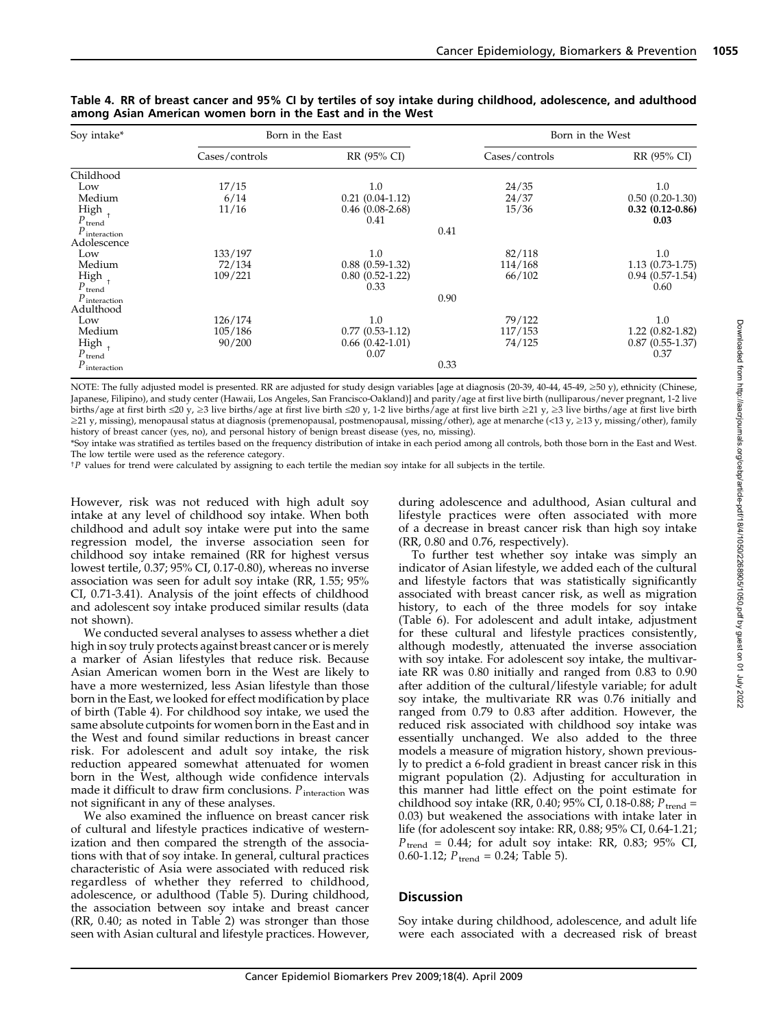**Table 4. RR of breast cancer and 95% CI by tertiles of soy intake during childhood, adolescence, and adulthood among Asian American women born in the East and in the West**

| Soy intake* | Born in the East | | | Born in the West | |
|---|---|---|---|---|---|
| | Cases/controls | RR (95% CI) | | Cases/controls | RR (95% CI) |
| Childhood | | | | | |
| Low | 17/15 | 1.0 | | 24/35 | 1.0 |
| Medium | 6/14 | 0.21 (0.04-1.12) | | 24/37 | 0.50 (0.20-1.30) |
| High | 11/16 | 0.46 (0.08-2.68) | | 15/36 | **0.32 (0.12-0.86)** |
| $P_{\text{trend}}$ † | | 0.41 | | | **0.03** |
| $P_{\text{interaction}}$ | | | 0.41 | | |
| Adolescence | | | | | |
| Low | 133/197 | 1.0 | | 82/118 | 1.0 |
| Medium | 72/134 | 0.88 (0.59-1.32) | | 114/168 | 1.13 (0.73-1.75) |
| High | 109/221 | 0.80 (0.52-1.22) | | 66/102 | 0.94 (0.57-1.54) |
| $P_{\text{trend}}$ † | | 0.33 | | | 0.60 |
| $P_{\text{interaction}}$ | | | 0.90 | | |
| Adulthood | | | | | |
| Low | 126/174 | 1.0 | | 79/122 | 1.0 |
| Medium | 105/186 | 0.77 (0.53-1.12) | | 117/153 | 1.22 (0.82-1.82) |
| High | 90/200 | 0.66 (0.42-1.01) | | 74/125 | 0.87 (0.55-1.37) |
| $P_{\text{trend}}$ † | | 0.07 | | | 0.37 |
| $P_{\text{interaction}}$ | | | 0.33 | | |

NOTE: The fully adjusted model is presented. RR are adjusted for study design variables [age at diagnosis (20-39, 40-44, 45-49, ≥50 y), ethnicity (Chinese, Japanese, Filipino), and study center (Hawaii, Los Angeles, San Francisco-Oakland)] and parity/age at first live birth (nulliparous/never pregnant, 1-2 live births/age at first birth ≤20 y, ≥3 live births/age at first live birth ≤20 y, 1-2 live births/age at first live birth ≥21 y, ≥3 live births/age at first live birth ≥21 y, missing), menopausal status at diagnosis (premenopausal, postmenopausal, missing/other), age at menarche (<13 y, ≥13 y, missing/other), family history of breast cancer (yes, no), and personal history of benign breast disease (yes, no, missing).

*Soy intake was stratified as tertiles based on the frequency distribution of intake in each period among all controls, both those born in the East and West. The low tertile were used as the reference category.

†$P$ values for trend were calculated by assigning to each tertile the median soy intake for all subjects in the tertile.

However, risk was not reduced with high adult soy intake at any level of childhood soy intake. When both childhood and adult soy intake were put into the same regression model, the inverse association seen for childhood soy intake remained (RR for highest versus lowest tertile, 0.37; 95% CI, 0.17-0.80), whereas no inverse association was seen for adult soy intake (RR, 1.55; 95% CI, 0.71-3.41). Analysis of the joint effects of childhood and adolescent soy intake produced similar results (data not shown).

We conducted several analyses to assess whether a diet high in soy truly protects against breast cancer or is merely a marker of Asian lifestyles that reduce risk. Because Asian American women born in the West are likely to have a more westernized, less Asian lifestyle than those born in the East, we looked for effect modification by place of birth (Table 4). For childhood soy intake, we used the same absolute cutpoints for women born in the East and in the West and found similar reductions in breast cancer risk. For adolescent and adult soy intake, the risk reduction appeared somewhat attenuated for women born in the West, although wide confidence intervals made it difficult to draw firm conclusions. $P_{\text{interaction}}$ was not significant in any of these analyses.

We also examined the influence on breast cancer risk of cultural and lifestyle practices indicative of westernization and then compared the strength of the associations with that of soy intake. In general, cultural practices characteristic of Asia were associated with reduced risk regardless of whether they referred to childhood, adolescence, or adulthood (Table 5). During childhood, the association between soy intake and breast cancer (RR, 0.40; as noted in Table 2) was stronger than those seen with Asian cultural and lifestyle practices. However, during adolescence and adulthood, Asian cultural and lifestyle practices were often associated with more of a decrease in breast cancer risk than high soy intake (RR, 0.80 and 0.76, respectively).

To further test whether soy intake was simply an indicator of Asian lifestyle, we added each of the cultural and lifestyle factors that was statistically significantly associated with breast cancer risk, as well as migration history, to each of the three models for soy intake (Table 6). For adolescent and adult intake, adjustment for these cultural and lifestyle practices consistently, although modestly, attenuated the inverse association with soy intake. For adolescent soy intake, the multivariate RR was 0.80 initially and ranged from 0.83 to 0.90 after addition of the cultural/lifestyle variable; for adult soy intake, the multivariate RR was 0.76 initially and ranged from 0.79 to 0.83 after addition. However, the reduced risk associated with childhood soy intake was essentially unchanged. We also added to the three models a measure of migration history, shown previously to predict a 6-fold gradient in breast cancer risk in this migrant population (2). Adjusting for acculturation in this manner had little effect on the point estimate for childhood soy intake (RR, 0.40; 95% CI, 0.18-0.88; $P_{\text{trend}}$ = 0.03) but weakened the associations with intake later in life (for adolescent soy intake: RR, 0.88; 95% CI, 0.64-1.21; $P_{\text{trend}}$ = 0.44; for adult soy intake: RR, 0.83; 95% CI, 0.60-1.12; $P_{\text{trend}}$ = 0.24; Table 5).

## Discussion

Soy intake during childhood, adolescence, and adult life were each associated with a decreased risk of breast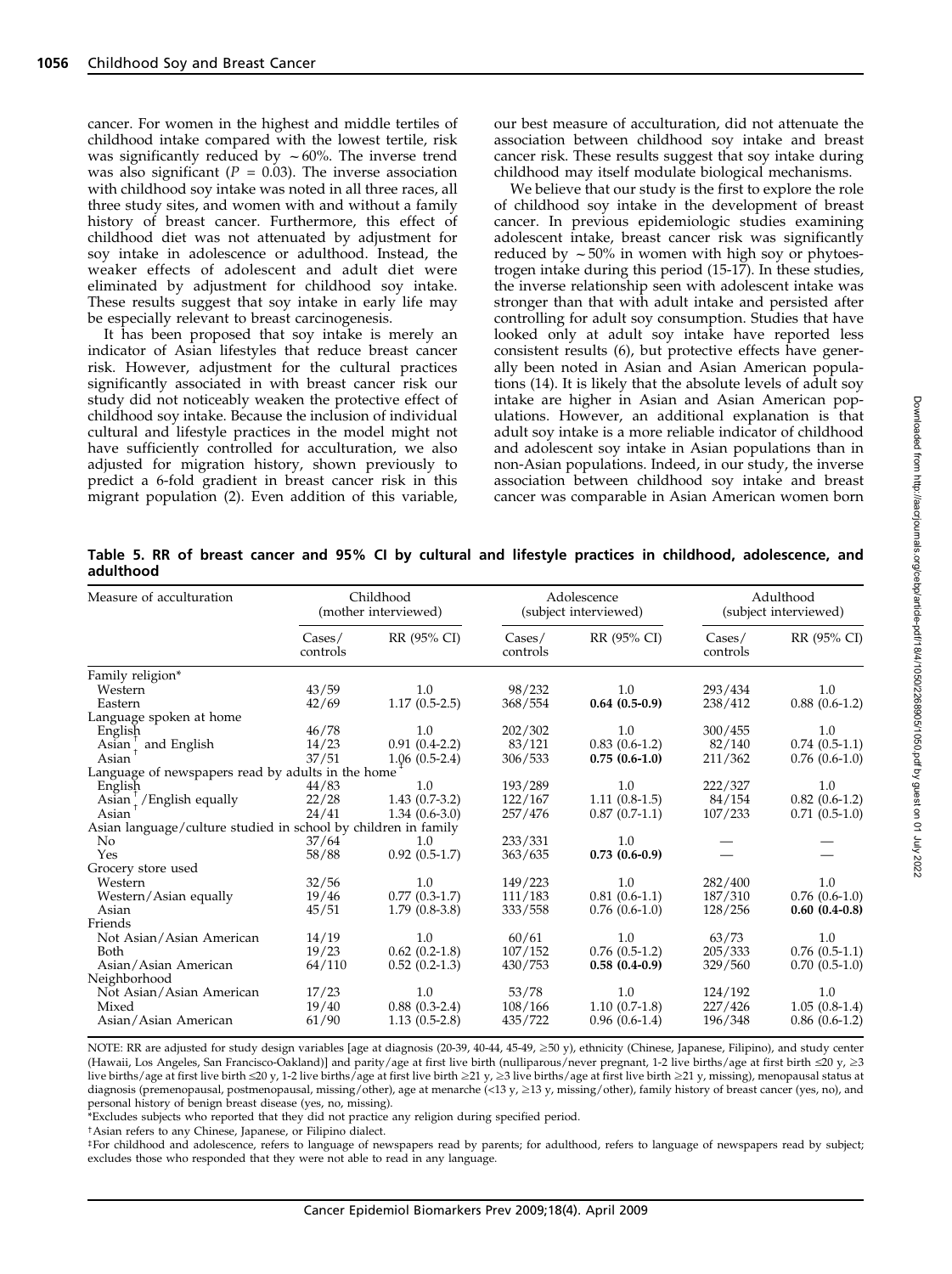cancer. For women in the highest and middle tertiles of childhood intake compared with the lowest tertile, risk was significantly reduced by ~60%. The inverse trend was also significant ($P = 0.03$). The inverse association with childhood soy intake was noted in all three races, all three study sites, and women with and without a family history of breast cancer. Furthermore, this effect of childhood diet was not attenuated by adjustment for soy intake in adolescence or adulthood. Instead, the weaker effects of adolescent and adult diet were eliminated by adjustment for childhood soy intake. These results suggest that soy intake in early life may be especially relevant to breast carcinogenesis.

It has been proposed that soy intake is merely an indicator of Asian lifestyles that reduce breast cancer risk. However, adjustment for the cultural practices significantly associated in with breast cancer risk our study did not noticeably weaken the protective effect of childhood soy intake. Because the inclusion of individual cultural and lifestyle practices in the model might not have sufficiently controlled for acculturation, we also adjusted for migration history, shown previously to predict a 6-fold gradient in breast cancer risk in this migrant population (2). Even addition of this variable, our best measure of acculturation, did not attenuate the association between childhood soy intake and breast cancer risk. These results suggest that soy intake during childhood may itself modulate biological mechanisms.

We believe that our study is the first to explore the role of childhood soy intake in the development of breast cancer. In previous epidemiologic studies examining adolescent intake, breast cancer risk was significantly reduced by ~50% in women with high soy or phytoestrogen intake during this period (15-17). In these studies, the inverse relationship seen with adolescent intake was stronger than that with adult intake and persisted after controlling for adult soy consumption. Studies that have looked only at adult soy intake have reported less consistent results (6), but protective effects have generally been noted in Asian and Asian American populations (14). It is likely that the absolute levels of adult soy intake are higher in Asian and Asian American populations. However, an additional explanation is that adult soy intake is a more reliable indicator of childhood and adolescent soy intake in Asian populations than in non-Asian populations. Indeed, in our study, the inverse association between childhood soy intake and breast cancer was comparable in Asian American women born

**Table 5. RR of breast cancer and 95% CI by cultural and lifestyle practices in childhood, adolescence, and adulthood**

| Measure of acculturation | Childhood (mother interviewed) | | Adolescence (subject interviewed) | | Adulthood (subject interviewed) | |
|---|---|---|---|---|---|---|
| | Cases/ controls | RR (95% CI) | Cases/ controls | RR (95% CI) | Cases/ controls | RR (95% CI) |
| Family religion* | | | | | | |
| Western | 43/59 | 1.0 | 98/232 | 1.0 | 293/434 | 1.0 |
| Eastern | 42/69 | 1.17 (0.5-2.5) | 368/554 | **0.64 (0.5-0.9)** | 238/412 | 0.88 (0.6-1.2) |
| Language spoken at home | | | | | | |
| English | 46/78 | 1.0 | 202/302 | 1.0 | 300/455 | 1.0 |
| Asian† and English | 14/23 | 0.91 (0.4-2.2) | 83/121 | 0.83 (0.6-1.2) | 82/140 | 0.74 (0.5-1.1) |
| Asian† | 37/51 | 1.06 (0.5-2.4) | 306/533 | **0.75 (0.6-1.0)** | 211/362 | 0.76 (0.6-1.0) |
| Language of newspapers read by adults in the home‡ | | | | | | |
| English | 44/83 | 1.0 | 193/289 | 1.0 | 222/327 | 1.0 |
| Asian†/English equally | 22/28 | 1.43 (0.7-3.2) | 122/167 | 1.11 (0.8-1.5) | 84/154 | 0.82 (0.6-1.2) |
| Asian† | 24/41 | 1.34 (0.6-3.0) | 257/476 | 0.87 (0.7-1.1) | 107/233 | 0.71 (0.5-1.0) |
| Asian language/culture studied in school by children in family | | | | | | |
| No | 37/64 | 1.0 | 233/331 | 1.0 | — | — |
| Yes | 58/88 | 0.92 (0.5-1.7) | 363/635 | **0.73 (0.6-0.9)** | — | — |
| Grocery store used | | | | | | |
| Western | 32/56 | 1.0 | 149/223 | 1.0 | 282/400 | 1.0 |
| Western/Asian equally | 19/46 | 0.77 (0.3-1.7) | 111/183 | 0.81 (0.6-1.1) | 187/310 | 0.76 (0.6-1.0) |
| Asian | 45/51 | 1.79 (0.8-3.8) | 333/558 | 0.76 (0.6-1.0) | 128/256 | **0.60 (0.4-0.8)** |
| Friends | | | | | | |
| Not Asian/Asian American | 14/19 | 1.0 | 60/61 | 1.0 | 63/73 | 1.0 |
| Both | 19/23 | 0.62 (0.2-1.8) | 107/152 | 0.76 (0.5-1.2) | 205/333 | 0.76 (0.5-1.1) |
| Asian/Asian American | 64/110 | 0.52 (0.2-1.3) | 430/753 | **0.58 (0.4-0.9)** | 329/560 | 0.70 (0.5-1.0) |
| Neighborhood | | | | | | |
| Not Asian/Asian American | 17/23 | 1.0 | 53/78 | 1.0 | 124/192 | 1.0 |
| Mixed | 19/40 | 0.88 (0.3-2.4) | 108/166 | 1.10 (0.7-1.8) | 227/426 | 1.05 (0.8-1.4) |
| Asian/Asian American | 61/90 | 1.13 (0.5-2.8) | 435/722 | 0.96 (0.6-1.4) | 196/348 | 0.86 (0.6-1.2) |

NOTE: RR are adjusted for study design variables [age at diagnosis (20-39, 40-44, 45-49, ≥50 y), ethnicity (Chinese, Japanese, Filipino), and study center (Hawaii, Los Angeles, San Francisco-Oakland)] and parity/age at first live birth (nulliparous/never pregnant, 1-2 live births/age at first birth ≤20 y, ≥3 live births/age at first live birth ≤20 y, 1-2 live births/age at first live birth ≥21 y, ≥3 live births/age at first live birth ≥21 y, missing), menopausal status at diagnosis (premenopausal, postmenopausal, missing/other), age at menarche (<13 y, ≥13 y, missing/other), family history of breast cancer (yes, no), and personal history of benign breast disease (yes, no, missing).

*Excludes subjects who reported that they did not practice any religion during specified period.

†Asian refers to any Chinese, Japanese, or Filipino dialect.

‡For childhood and adolescence, refers to language of newspapers read by parents; for adulthood, refers to language of newspapers read by subject; excludes those who responded that they were not able to read in any language.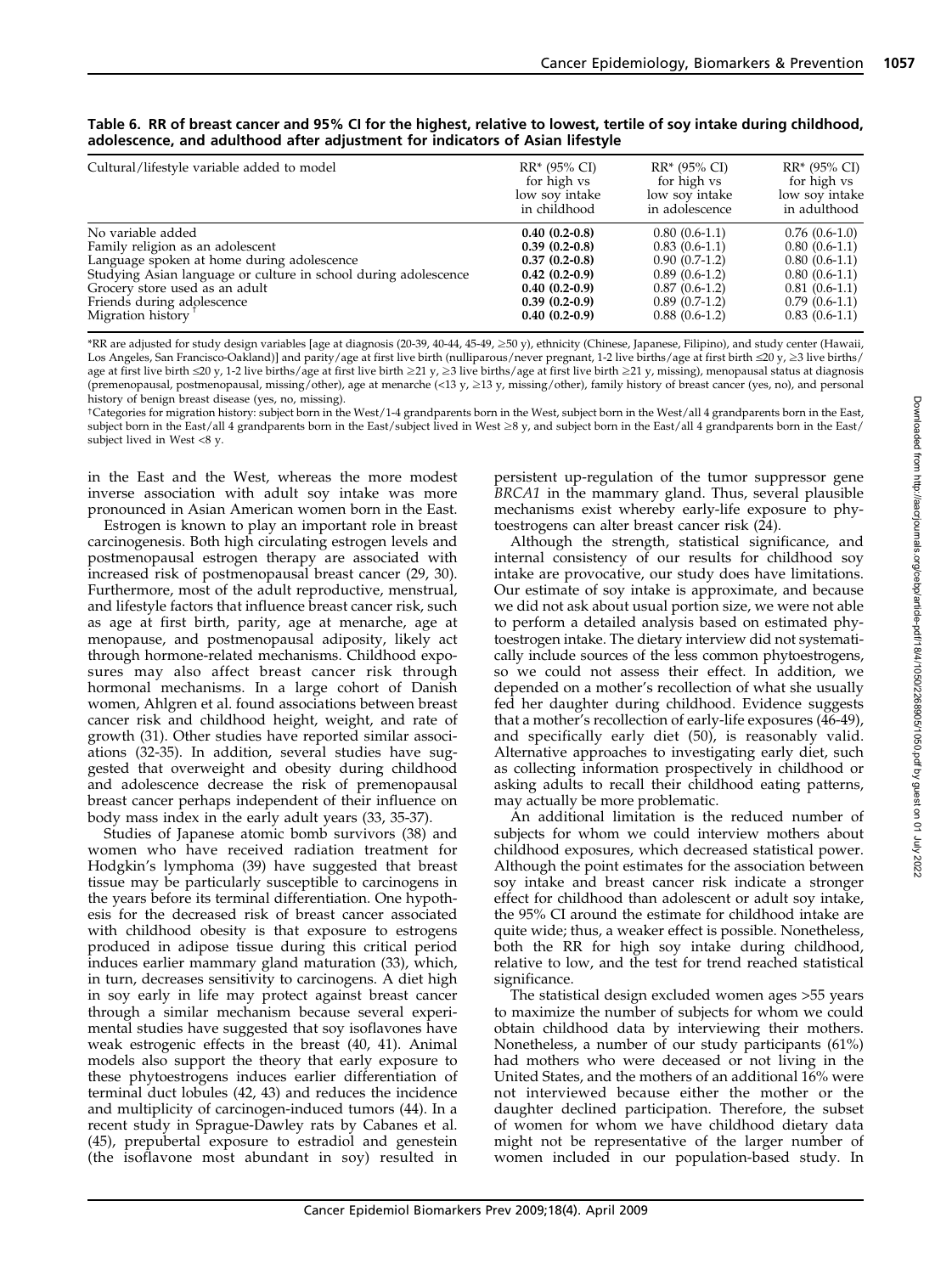**Table 6. RR of breast cancer and 95% CI for the highest, relative to lowest, tertile of soy intake during childhood, adolescence, and adulthood after adjustment for indicators of Asian lifestyle**

| Cultural/lifestyle variable added to model | RR* (95% CI) for high vs low soy intake in childhood | RR* (95% CI) for high vs low soy intake in adolescence | RR* (95% CI) for high vs low soy intake in adulthood |
|---|---|---|---|
| No variable added | **0.40 (0.2-0.8)** | 0.80 (0.6-1.1) | 0.76 (0.6-1.0) |
| Family religion as an adolescent | **0.39 (0.2-0.8)** | 0.83 (0.6-1.1) | 0.80 (0.6-1.1) |
| Language spoken at home during adolescence | **0.37 (0.2-0.8)** | 0.90 (0.7-1.2) | 0.80 (0.6-1.1) |
| Studying Asian language or culture in school during adolescence | **0.42 (0.2-0.9)** | 0.89 (0.6-1.2) | 0.80 (0.6-1.1) |
| Grocery store used as an adult | **0.40 (0.2-0.9)** | 0.87 (0.6-1.2) | 0.81 (0.6-1.1) |
| Friends during adolescence | **0.39 (0.2-0.9)** | 0.89 (0.7-1.2) | 0.79 (0.6-1.1) |
| Migration history † | **0.40 (0.2-0.9)** | 0.88 (0.6-1.2) | 0.83 (0.6-1.1) |

*RR are adjusted for study design variables [age at diagnosis (20-39, 40-44, 45-49, ≥50 y), ethnicity (Chinese, Japanese, Filipino), and study center (Hawaii, Los Angeles, San Francisco-Oakland)] and parity/age at first live birth (nulliparous/never pregnant, 1-2 live births/age at first birth ≤20 y, ≥3 live births/age at first live birth ≤20 y, 1-2 live births/age at first live birth ≥21 y, ≥3 live births/age at first live birth ≥21 y, missing), menopausal status at diagnosis (premenopausal, postmenopausal, missing/other), age at menarche (<13 y, ≥13 y, missing/other), family history of breast cancer (yes, no), and personal history of benign breast disease (yes, no, missing).

†Categories for migration history: subject born in the West/1-4 grandparents born in the West, subject born in the West/all 4 grandparents born in the East, subject born in the East/all 4 grandparents born in the East/subject lived in West ≥8 y, and subject born in the East/all 4 grandparents born in the East/subject lived in West <8 y.

in the East and the West, whereas the more modest inverse association with adult soy intake was more pronounced in Asian American women born in the East.

Estrogen is known to play an important role in breast carcinogenesis. Both high circulating estrogen levels and postmenopausal estrogen therapy are associated with increased risk of postmenopausal breast cancer (29, 30). Furthermore, most of the adult reproductive, menstrual, and lifestyle factors that influence breast cancer risk, such as age at first birth, parity, age at menarche, age at menopause, and postmenopausal adiposity, likely act through hormone-related mechanisms. Childhood exposures may also affect breast cancer risk through hormonal mechanisms. In a large cohort of Danish women, Ahlgren et al. found associations between breast cancer risk and childhood height, weight, and rate of growth (31). Other studies have reported similar associations (32-35). In addition, several studies have suggested that overweight and obesity during childhood and adolescence decrease the risk of premenopausal breast cancer perhaps independent of their influence on body mass index in the early adult years (33, 35-37).

Studies of Japanese atomic bomb survivors (38) and women who have received radiation treatment for Hodgkin's lymphoma (39) have suggested that breast tissue may be particularly susceptible to carcinogens in the years before its terminal differentiation. One hypothesis for the decreased risk of breast cancer associated with childhood obesity is that exposure to estrogens produced in adipose tissue during this critical period induces earlier mammary gland maturation (33), which, in turn, decreases sensitivity to carcinogens. A diet high in soy early in life may protect against breast cancer through a similar mechanism because several experimental studies have suggested that soy isoflavones have weak estrogenic effects in the breast (40, 41). Animal models also support the theory that early exposure to these phytoestrogens induces earlier differentiation of terminal duct lobules (42, 43) and reduces the incidence and multiplicity of carcinogen-induced tumors (44). In a recent study in Sprague-Dawley rats by Cabanes et al. (45), prepubertal exposure to estradiol and genestein (the isoflavone most abundant in soy) resulted in persistent up-regulation of the tumor suppressor gene *BRCA1* in the mammary gland. Thus, several plausible mechanisms exist whereby early-life exposure to phytoestrogens can alter breast cancer risk (24).

Although the strength, statistical significance, and internal consistency of our results for childhood soy intake are provocative, our study does have limitations. Our estimate of soy intake is approximate, and because we did not ask about usual portion size, we were not able to perform a detailed analysis based on estimated phytoestrogen intake. The dietary interview did not systematically include sources of the less common phytoestrogens, so we could not assess their effect. In addition, we depended on a mother's recollection of what she usually fed her daughter during childhood. Evidence suggests that a mother's recollection of early-life exposures (46-49), and specifically early diet (50), is reasonably valid. Alternative approaches to investigating early diet, such as collecting information prospectively in childhood or asking adults to recall their childhood eating patterns, may actually be more problematic.

An additional limitation is the reduced number of subjects for whom we could interview mothers about childhood exposures, which decreased statistical power. Although the point estimates for the association between soy intake and breast cancer risk indicate a stronger effect for childhood than adolescent or adult soy intake, the 95% CI around the estimate for childhood intake are quite wide; thus, a weaker effect is possible. Nonetheless, both the RR for high soy intake during childhood, relative to low, and the test for trend reached statistical significance.

The statistical design excluded women ages >55 years to maximize the number of subjects for whom we could obtain childhood data by interviewing their mothers. Nonetheless, a number of our study participants (61%) had mothers who were deceased or not living in the United States, and the mothers of an additional 16% were not interviewed because either the mother or the daughter declined participation. Therefore, the subset of women for whom we have childhood dietary data might not be representative of the larger number of women included in our population-based study. In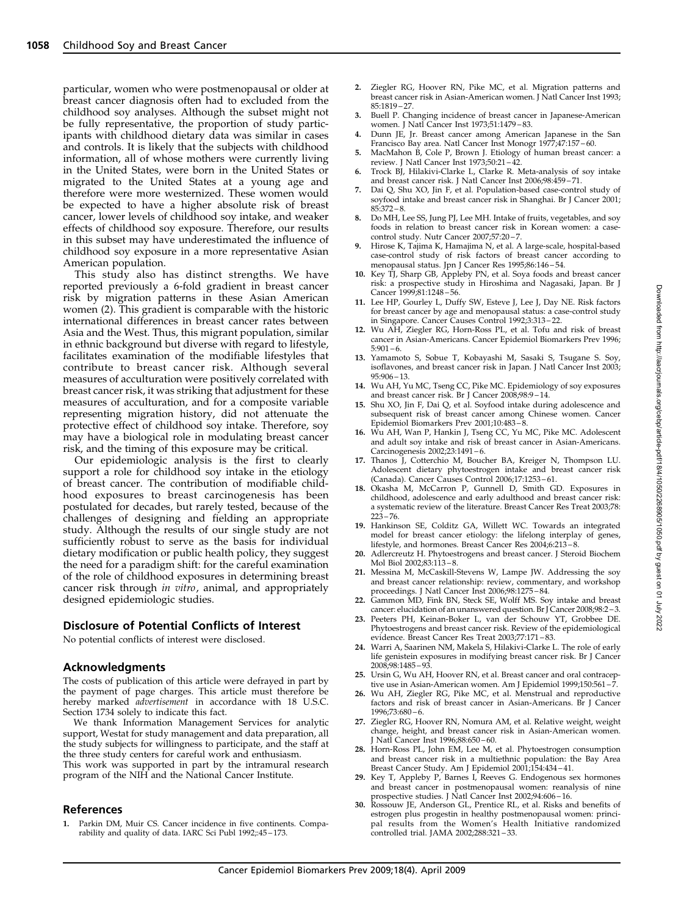particular, women who were postmenopausal or older at breast cancer diagnosis often had to excluded from the childhood soy analyses. Although the subset might not be fully representative, the proportion of study participants with childhood dietary data was similar in cases and controls. It is likely that the subjects with childhood information, all of whose mothers were currently living in the United States, were born in the United States or migrated to the United States at a young age and therefore were more westernized. These women would be expected to have a higher absolute risk of breast cancer, lower levels of childhood soy intake, and weaker effects of childhood soy exposure. Therefore, our results in this subset may have underestimated the influence of childhood soy exposure in a more representative Asian American population.

This study also has distinct strengths. We have reported previously a 6-fold gradient in breast cancer risk by migration patterns in these Asian American women (2). This gradient is comparable with the historic international differences in breast cancer rates between Asia and the West. Thus, this migrant population, similar in ethnic background but diverse with regard to lifestyle, facilitates examination of the modifiable lifestyles that contribute to breast cancer risk. Although several measures of acculturation were positively correlated with breast cancer risk, it was striking that adjustment for these measures of acculturation, and for a composite variable representing migration history, did not attenuate the protective effect of childhood soy intake. Therefore, soy may have a biological role in modulating breast cancer risk, and the timing of this exposure may be critical.

Our epidemiologic analysis is the first to clearly support a role for childhood soy intake in the etiology of breast cancer. The contribution of modifiable childhood exposures to breast carcinogenesis has been postulated for decades, but rarely tested, because of the challenges of designing and fielding an appropriate study. Although the results of our single study are not sufficiently robust to serve as the basis for individual dietary modification or public health policy, they suggest the need for a paradigm shift: for the careful examination of the role of childhood exposures in determining breast cancer risk through *in vitro*, animal, and appropriately designed epidemiologic studies.

## Disclosure of Potential Conflicts of Interest

No potential conflicts of interest were disclosed.

## Acknowledgments

The costs of publication of this article were defrayed in part by the payment of page charges. This article must therefore be hereby marked *advertisement* in accordance with 18 U.S.C. Section 1734 solely to indicate this fact.

We thank Information Management Services for analytic support, Westat for study management and data preparation, all the study subjects for willingness to participate, and the staff at the three study centers for careful work and enthusiasm.

This work was supported in part by the intramural research program of the NIH and the National Cancer Institute.

## References

1. Parkin DM, Muir CS. Cancer incidence in five continents. Comparability and quality of data. IARC Sci Publ 1992;:45–173.
2. Ziegler RG, Hoover RN, Pike MC, et al. Migration patterns and breast cancer risk in Asian-American women. J Natl Cancer Inst 1993; 85:1819–27.
3. Buell P. Changing incidence of breast cancer in Japanese-American women. J Natl Cancer Inst 1973;51:1479–83.
4. Dunn JE, Jr. Breast cancer among American Japanese in the San Francisco Bay area. Natl Cancer Inst Monogr 1977;47:157–60.
5. MacMahon B, Cole P, Brown J. Etiology of human breast cancer: a review. J Natl Cancer Inst 1973;50:21–42.
6. Trock BJ, Hilakivi-Clarke L, Clarke R. Meta-analysis of soy intake and breast cancer risk. J Natl Cancer Inst 2006;98:459–71.
7. Dai Q, Shu XO, Jin F, et al. Population-based case-control study of soyfood intake and breast cancer risk in Shanghai. Br J Cancer 2001; 85:372–8.
8. Do MH, Lee SS, Jung PJ, Lee MH. Intake of fruits, vegetables, and soy foods in relation to breast cancer risk in Korean women: a case-control study. Nutr Cancer 2007;57:20–7.
9. Hirose K, Tajima K, Hamajima N, et al. A large-scale, hospital-based case-control study of risk factors of breast cancer according to menopausal status. Jpn J Cancer Res 1995;86:146–54.
10. Key TJ, Sharp GB, Appleby PN, et al. Soya foods and breast cancer risk: a prospective study in Hiroshima and Nagasaki, Japan. Br J Cancer 1999;81:1248–56.
11. Lee HP, Gourley L, Duffy SW, Esteve J, Lee J, Day NE. Risk factors for breast cancer by age and menopausal status: a case-control study in Singapore. Cancer Causes Control 1992;3:313–22.
12. Wu AH, Ziegler RG, Horn-Ross PL, et al. Tofu and risk of breast cancer in Asian-Americans. Cancer Epidemiol Biomarkers Prev 1996; 5:901–6.
13. Yamamoto S, Sobue T, Kobayashi M, Sasaki S, Tsugane S. Soy, isoflavones, and breast cancer risk in Japan. J Natl Cancer Inst 2003; 95:906–13.
14. Wu AH, Yu MC, Tseng CC, Pike MC. Epidemiology of soy exposures and breast cancer risk. Br J Cancer 2008;98:9–14.
15. Shu XO, Jin F, Dai Q, et al. Soyfood intake during adolescence and subsequent risk of breast cancer among Chinese women. Cancer Epidemiol Biomarkers Prev 2001;10:483–8.
16. Wu AH, Wan P, Hankin J, Tseng CC, Yu MC, Pike MC. Adolescent and adult soy intake and risk of breast cancer in Asian-Americans. Carcinogenesis 2002;23:1491–6.
17. Thanos J, Cotterchio M, Boucher BA, Kreiger N, Thompson LU. Adolescent dietary phytoestrogen intake and breast cancer risk (Canada). Cancer Causes Control 2006;17:1253–61.
18. Okasha M, McCarron P, Gunnell D, Smith GD. Exposures in childhood, adolescence and early adulthood and breast cancer risk: a systematic review of the literature. Breast Cancer Res Treat 2003;78: 223–76.
19. Hankinson SE, Colditz GA, Willett WC. Towards an integrated model for breast cancer etiology: the lifelong interplay of genes, lifestyle, and hormones. Breast Cancer Res 2004;6:213–8.
20. Adlercreutz H. Phytoestrogens and breast cancer. J Steroid Biochem Mol Biol 2002;83:113–8.
21. Messina M, McCaskill-Stevens W, Lampe JW. Addressing the soy and breast cancer relationship: review, commentary, and workshop proceedings. J Natl Cancer Inst 2006;98:1275–84.
22. Gammon MD, Fink BN, Steck SE, Wolff MS. Soy intake and breast cancer: elucidation of an unanswered question. Br J Cancer 2008;98:2–3.
23. Peeters PH, Keinan-Boker L, van der Schouw YT, Grobbee DE. Phytoestrogens and breast cancer risk. Review of the epidemiological evidence. Breast Cancer Res Treat 2003;77:171–83.
24. Warri A, Saarinen NM, Makela S, Hilakivi-Clarke L. The role of early life genistein exposures in modifying breast cancer risk. Br J Cancer 2008;98:1485–93.
25. Ursin G, Wu AH, Hoover RN, et al. Breast cancer and oral contraceptive use in Asian-American women. Am J Epidemiol 1999;150:561–7.
26. Wu AH, Ziegler RG, Pike MC, et al. Menstrual and reproductive factors and risk of breast cancer in Asian-Americans. Br J Cancer 1996;73:680–6.
27. Ziegler RG, Hoover RN, Nomura AM, et al. Relative weight, weight change, height, and breast cancer risk in Asian-American women. J Natl Cancer Inst 1996;88:650–60.
28. Horn-Ross PL, John EM, Lee M, et al. Phytoestrogen consumption and breast cancer risk in a multiethnic population: the Bay Area Breast Cancer Study. Am J Epidemiol 2001;154:434–41.
29. Key T, Appleby P, Barnes I, Reeves G. Endogenous sex hormones and breast cancer in postmenopausal women: reanalysis of nine prospective studies. J Natl Cancer Inst 2002;94:606–16.
30. Rossouw JE, Anderson GL, Prentice RL, et al. Risks and benefits of estrogen plus progestin in healthy postmenopausal women: principal results from the Women's Health Initiative randomized controlled trial. JAMA 2002;288:321–33.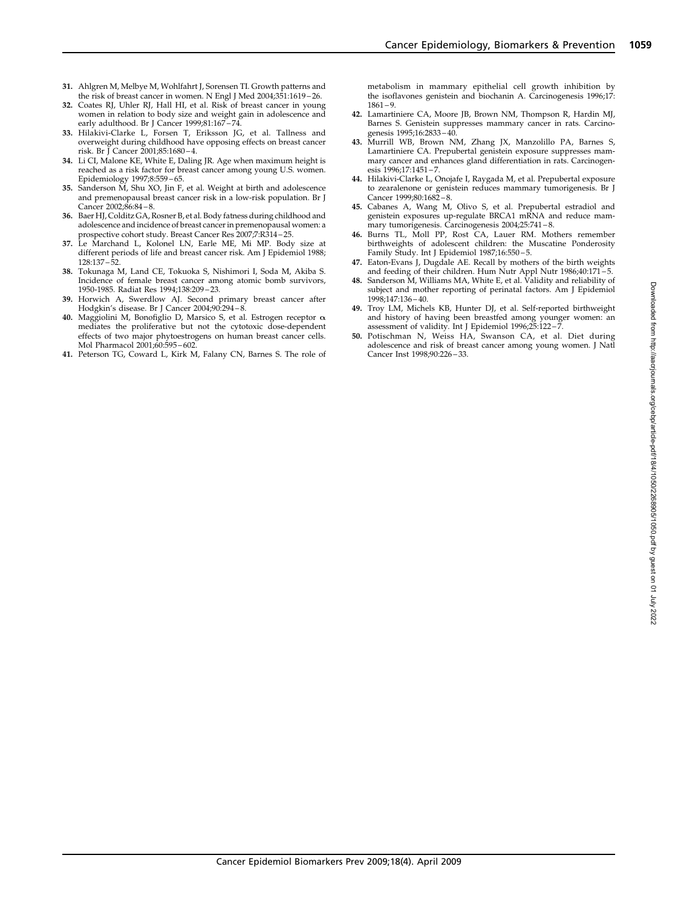31. Ahlgren M, Melbye M, Wohlfahrt J, Sorensen TI. Growth patterns and the risk of breast cancer in women. N Engl J Med 2004;351:1619–26.
32. Coates RJ, Uhler RJ, Hall HI, et al. Risk of breast cancer in young women in relation to body size and weight gain in adolescence and early adulthood. Br J Cancer 1999;81:167–74.
33. Hilakivi-Clarke L, Forsen T, Eriksson JG, et al. Tallness and overweight during childhood have opposing effects on breast cancer risk. Br J Cancer 2001;85:1680–4.
34. Li CI, Malone KE, White E, Daling JR. Age when maximum height is reached as a risk factor for breast cancer among young U.S. women. Epidemiology 1997;8:559–65.
35. Sanderson M, Shu XO, Jin F, et al. Weight at birth and adolescence and premenopausal breast cancer risk in a low-risk population. Br J Cancer 2002;86:84–8.
36. Baer HJ, Colditz GA, Rosner B, et al. Body fatness during childhood and adolescence and incidence of breast cancer in premenopausal women: a prospective cohort study. Breast Cancer Res 2007;7:R314–25.
37. Le Marchand L, Kolonel LN, Earle ME, Mi MP. Body size at different periods of life and breast cancer risk. Am J Epidemiol 1988; 128:137–52.
38. Tokunaga M, Land CE, Tokuoka S, Nishimori I, Soda M, Akiba S. Incidence of female breast cancer among atomic bomb survivors, 1950-1985. Radiat Res 1994;138:209–23.
39. Horwich A, Swerdlow AJ. Second primary breast cancer after Hodgkin's disease. Br J Cancer 2004;90:294–8.
40. Maggiolini M, Bonofiglio D, Marsico S, et al. Estrogen receptor $\alpha$ mediates the proliferative but not the cytotoxic dose-dependent effects of two major phytoestrogens on human breast cancer cells. Mol Pharmacol 2001;60:595–602.
41. Peterson TG, Coward L, Kirk M, Falany CN, Barnes S. The role of metabolism in mammary epithelial cell growth inhibition by the isoflavones genistein and biochanin A. Carcinogenesis 1996;17: 1861–9.
42. Lamartiniere CA, Moore JB, Brown NM, Thompson R, Hardin MJ, Barnes S. Genistein suppresses mammary cancer in rats. Carcinogenesis 1995;16:2833–40.
43. Murrill WB, Brown NM, Zhang JX, Manzolillo PA, Barnes S, Lamartiniere CA. Prepubertal genistein exposure suppresses mammary cancer and enhances gland differentiation in rats. Carcinogenesis 1996;17:1451–7.
44. Hilakivi-Clarke L, Onojafe I, Raygada M, et al. Prepubertal exposure to zearalenone or genistein reduces mammary tumorigenesis. Br J Cancer 1999;80:1682–8.
45. Cabanes A, Wang M, Olivo S, et al. Prepubertal estradiol and genistein exposures up-regulate BRCA1 mRNA and reduce mammary tumorigenesis. Carcinogenesis 2004;25:741–8.
46. Burns TL, Moll PP, Rost CA, Lauer RM. Mothers remember birthweights of adolescent children: the Muscatine Ponderosity Family Study. Int J Epidemiol 1987;16:550–5.
47. Eaton-Evans J, Dugdale AE. Recall by mothers of the birth weights and feeding of their children. Hum Nutr Appl Nutr 1986;40:171–5.
48. Sanderson M, Williams MA, White E, et al. Validity and reliability of subject and mother reporting of perinatal factors. Am J Epidemiol 1998;147:136–40.
49. Troy LM, Michels KB, Hunter DJ, et al. Self-reported birthweight and history of having been breastfed among younger women: an assessment of validity. Int J Epidemiol 1996;25:122–7.
50. Potischman N, Weiss HA, Swanson CA, et al. Diet during adolescence and risk of breast cancer among young women. J Natl Cancer Inst 1998;90:226–33.